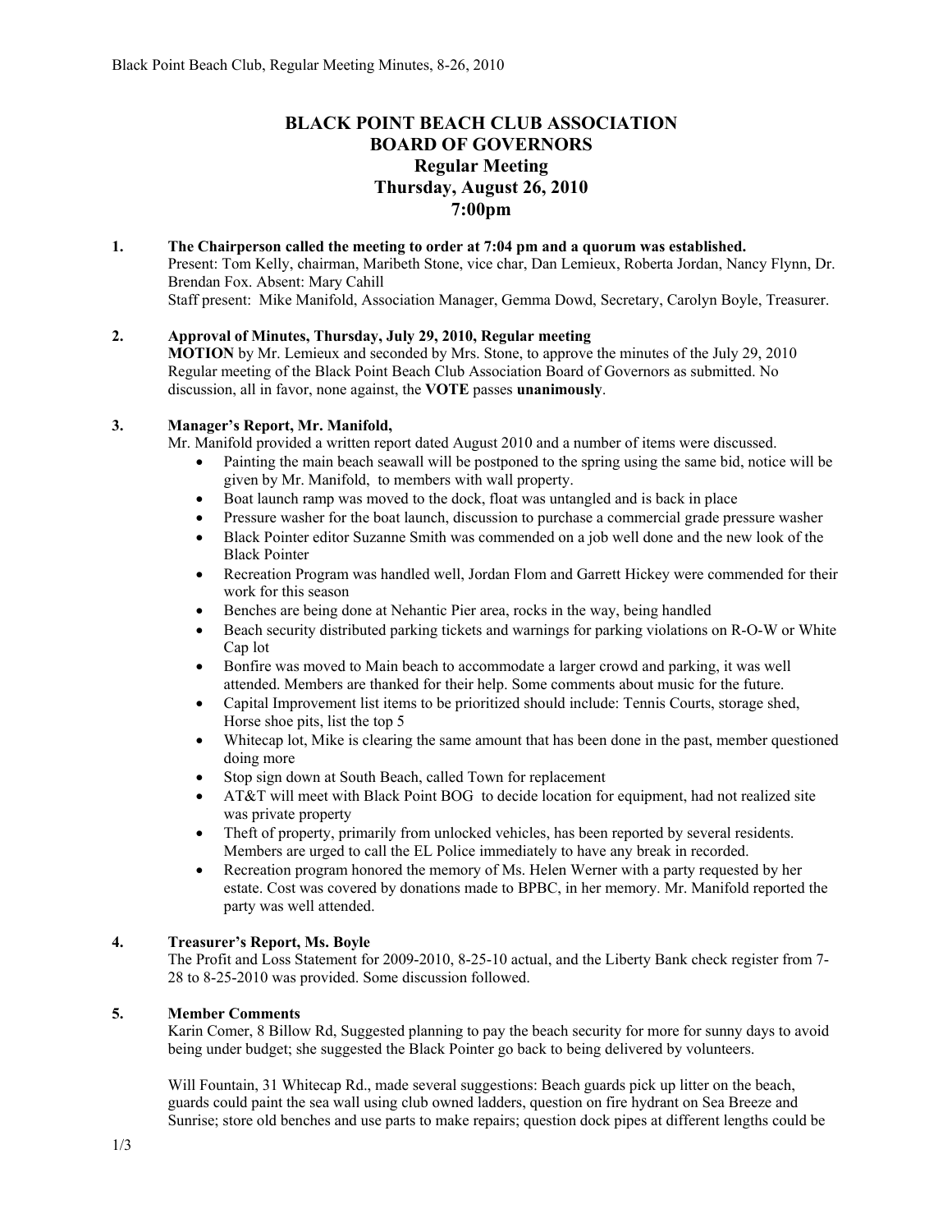# BLACK POINT BEACH CLUB ASSOCIATION
## BOARD OF GOVERNORS
### Regular Meeting
### Thursday, August 26, 2010
### 7:00pm

**1. The Chairperson called the meeting to order at 7:04 pm and a quorum was established.**
Present: Tom Kelly, chairman, Maribeth Stone, vice char, Dan Lemieux, Roberta Jordan, Nancy Flynn, Dr. Brendan Fox. Absent: Mary Cahill
Staff present: Mike Manifold, Association Manager, Gemma Dowd, Secretary, Carolyn Boyle, Treasurer.

**2. Approval of Minutes, Thursday, July 29, 2010, Regular meeting**
**MOTION** by Mr. Lemieux and seconded by Mrs. Stone, to approve the minutes of the July 29, 2010 Regular meeting of the Black Point Beach Club Association Board of Governors as submitted. No discussion, all in favor, none against, the **VOTE** passes **unanimously**.

**3. Manager's Report, Mr. Manifold,**
Mr. Manifold provided a written report dated August 2010 and a number of items were discussed.

- Painting the main beach seawall will be postponed to the spring using the same bid, notice will be given by Mr. Manifold, to members with wall property.
- Boat launch ramp was moved to the dock, float was untangled and is back in place
- Pressure washer for the boat launch, discussion to purchase a commercial grade pressure washer
- Black Pointer editor Suzanne Smith was commended on a job well done and the new look of the Black Pointer
- Recreation Program was handled well, Jordan Flom and Garrett Hickey were commended for their work for this season
- Benches are being done at Nehantic Pier area, rocks in the way, being handled
- Beach security distributed parking tickets and warnings for parking violations on R-O-W or White Cap lot
- Bonfire was moved to Main beach to accommodate a larger crowd and parking, it was well attended. Members are thanked for their help. Some comments about music for the future.
- Capital Improvement list items to be prioritized should include: Tennis Courts, storage shed, Horse shoe pits, list the top 5
- Whitecap lot, Mike is clearing the same amount that has been done in the past, member questioned doing more
- Stop sign down at South Beach, called Town for replacement
- AT&T will meet with Black Point BOG to decide location for equipment, had not realized site was private property
- Theft of property, primarily from unlocked vehicles, has been reported by several residents. Members are urged to call the EL Police immediately to have any break in recorded.
- Recreation program honored the memory of Ms. Helen Werner with a party requested by her estate. Cost was covered by donations made to BPBC, in her memory. Mr. Manifold reported the party was well attended.

**4. Treasurer's Report, Ms. Boyle**
The Profit and Loss Statement for 2009-2010, 8-25-10 actual, and the Liberty Bank check register from 7-28 to 8-25-2010 was provided. Some discussion followed.

**5. Member Comments**
Karin Comer, 8 Billow Rd, Suggested planning to pay the beach security for more for sunny days to avoid being under budget; she suggested the Black Pointer go back to being delivered by volunteers.

Will Fountain, 31 Whitecap Rd., made several suggestions: Beach guards pick up litter on the beach, guards could paint the sea wall using club owned ladders, question on fire hydrant on Sea Breeze and Sunrise; store old benches and use parts to make repairs; question dock pipes at different lengths could be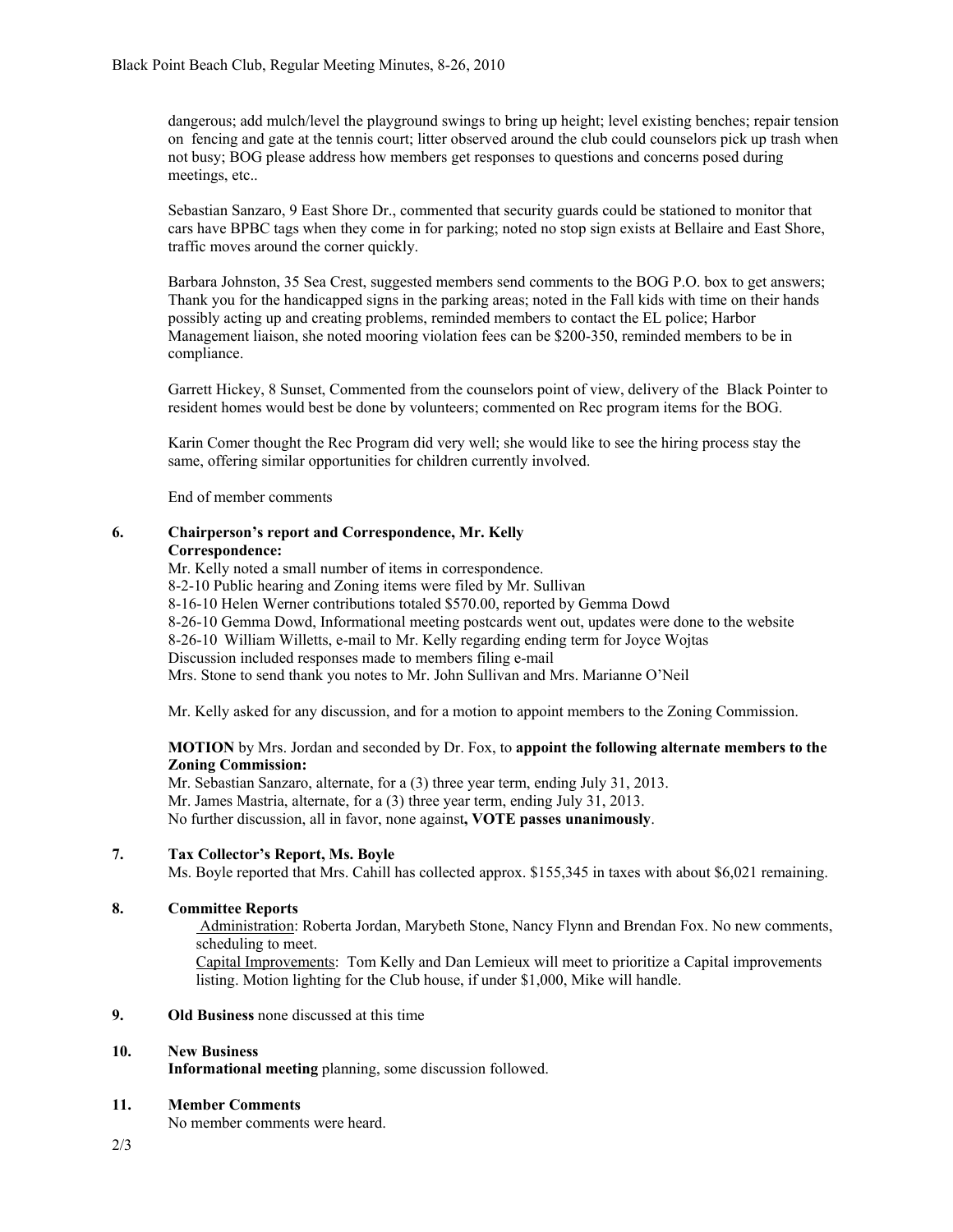dangerous; add mulch/level the playground swings to bring up height; level existing benches; repair tension on fencing and gate at the tennis court; litter observed around the club could counselors pick up trash when not busy; BOG please address how members get responses to questions and concerns posed during meetings, etc..

Sebastian Sanzaro, 9 East Shore Dr., commented that security guards could be stationed to monitor that cars have BPBC tags when they come in for parking; noted no stop sign exists at Bellaire and East Shore, traffic moves around the corner quickly.

Barbara Johnston, 35 Sea Crest, suggested members send comments to the BOG P.O. box to get answers; Thank you for the handicapped signs in the parking areas; noted in the Fall kids with time on their hands possibly acting up and creating problems, reminded members to contact the EL police; Harbor Management liaison, she noted mooring violation fees can be $200-350, reminded members to be in compliance.

Garrett Hickey, 8 Sunset, Commented from the counselors point of view, delivery of the Black Pointer to resident homes would best be done by volunteers; commented on Rec program items for the BOG.

Karin Comer thought the Rec Program did very well; she would like to see the hiring process stay the same, offering similar opportunities for children currently involved.

End of member comments

**6. Chairperson's report and Correspondence, Mr. Kelly**

**Correspondence:**

Mr. Kelly noted a small number of items in correspondence.
8-2-10 Public hearing and Zoning items were filed by Mr. Sullivan
8-16-10 Helen Werner contributions totaled $570.00, reported by Gemma Dowd
8-26-10 Gemma Dowd, Informational meeting postcards went out, updates were done to the website
8-26-10 William Willetts, e-mail to Mr. Kelly regarding ending term for Joyce Wojtas
Discussion included responses made to members filing e-mail
Mrs. Stone to send thank you notes to Mr. John Sullivan and Mrs. Marianne O'Neil

Mr. Kelly asked for any discussion, and for a motion to appoint members to the Zoning Commission.

**MOTION** by Mrs. Jordan and seconded by Dr. Fox, to **appoint the following alternate members to the Zoning Commission:**
Mr. Sebastian Sanzaro, alternate, for a (3) three year term, ending July 31, 2013.
Mr. James Mastria, alternate, for a (3) three year term, ending July 31, 2013.
No further discussion, all in favor, none against**, VOTE passes unanimously**.

**7. Tax Collector's Report, Ms. Boyle**

Ms. Boyle reported that Mrs. Cahill has collected approx. $155,345 in taxes with about $6,021 remaining.

**8. Committee Reports**

Administration: Roberta Jordan, Marybeth Stone, Nancy Flynn and Brendan Fox. No new comments, scheduling to meet.

Capital Improvements: Tom Kelly and Dan Lemieux will meet to prioritize a Capital improvements listing. Motion lighting for the Club house, if under $1,000, Mike will handle.

**9. Old Business** none discussed at this time

**10. New Business**

**Informational meeting** planning, some discussion followed.

**11. Member Comments**

No member comments were heard.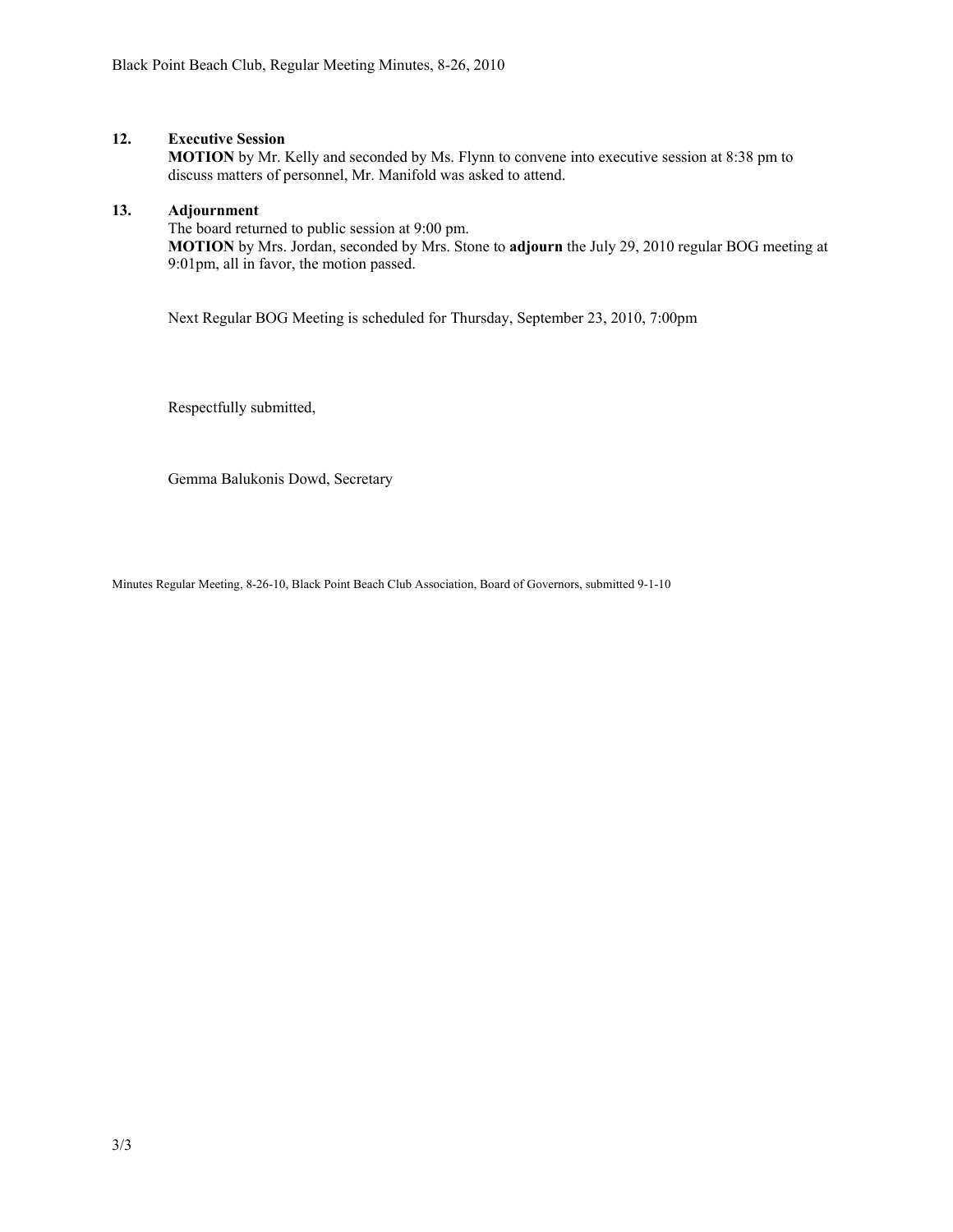**12. Executive Session**

**MOTION** by Mr. Kelly and seconded by Ms. Flynn to convene into executive session at 8:38 pm to discuss matters of personnel, Mr. Manifold was asked to attend.

**13. Adjournment**

The board returned to public session at 9:00 pm.

**MOTION** by Mrs. Jordan, seconded by Mrs. Stone to **adjourn** the July 29, 2010 regular BOG meeting at 9:01pm, all in favor, the motion passed.

Next Regular BOG Meeting is scheduled for Thursday, September 23, 2010, 7:00pm

Respectfully submitted,

Gemma Balukonis Dowd, Secretary

Minutes Regular Meeting, 8-26-10, Black Point Beach Club Association, Board of Governors, submitted 9-1-10